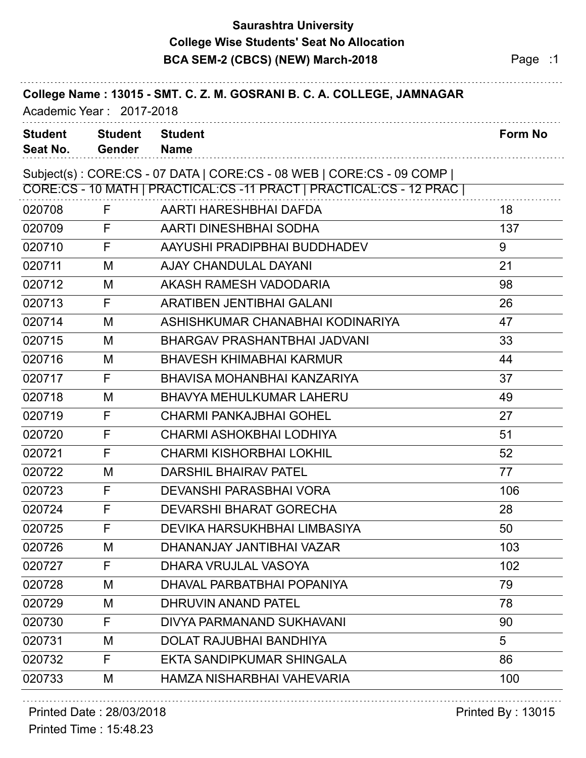# Saurashtra University

## College Wise Students' Seat No Allocation

## BCA SEM-2 (CBCS) (NEW) March-2018

**College Name : 13015 - SMT. C. Z. M. GOSRANI B. C. A. COLLEGE, JAMNAGAR**

Academic Year : 2017-2018

Subject(s) : CORE:CS - 07 DATA | CORE:CS - 08 WEB | CORE:CS - 09 COMP | CORE:CS - 10 MATH | PRACTICAL:CS -11 PRACT | PRACTICAL:CS - 12 PRAC |

| Student Seat No. | Student Gender | Student Name | Form No |
|---|---|---|---|
| 020708 | F | AARTI HARESHBHAI DAFDA | 18 |
| 020709 | F | AARTI DINESHBHAI SODHA | 137 |
| 020710 | F | AAYUSHI PRADIPBHAI BUDDHADEV | 9 |
| 020711 | M | AJAY CHANDULAL DAYANI | 21 |
| 020712 | M | AKASH RAMESH VADODARIA | 98 |
| 020713 | F | ARATIBEN JENTIBHAI GALANI | 26 |
| 020714 | M | ASHISHKUMAR CHANABHAI KODINARIYA | 47 |
| 020715 | M | BHARGAV PRASHANTBHAI JADVANI | 33 |
| 020716 | M | BHAVESH KHIMABHAI KARMUR | 44 |
| 020717 | F | BHAVISA MOHANBHAI KANZARIYA | 37 |
| 020718 | M | BHAVYA MEHULKUMAR LAHERU | 49 |
| 020719 | F | CHARMI PANKAJBHAI GOHEL | 27 |
| 020720 | F | CHARMI ASHOKBHAI LODHIYA | 51 |
| 020721 | F | CHARMI KISHORBHAI LOKHIL | 52 |
| 020722 | M | DARSHIL BHAIRAV PATEL | 77 |
| 020723 | F | DEVANSHI PARASBHAI VORA | 106 |
| 020724 | F | DEVARSHI BHARAT GORECHA | 28 |
| 020725 | F | DEVIKA HARSUKHBHAI LIMBASIYA | 50 |
| 020726 | M | DHANANJAY JANTIBHAI VAZAR | 103 |
| 020727 | F | DHARA VRUJLAL VASOYA | 102 |
| 020728 | M | DHAVAL PARBATBHAI POPANIYA | 79 |
| 020729 | M | DHRUVIN ANAND PATEL | 78 |
| 020730 | F | DIVYA PARMANAND SUKHAVANI | 90 |
| 020731 | M | DOLAT RAJUBHAI BANDHIYA | 5 |
| 020732 | F | EKTA SANDIPKUMAR SHINGALA | 86 |
| 020733 | M | HAMZA NISHARBHAI VAHEVARIA | 100 |

Printed Date : 28/03/2018

Printed Time : 15:48.23

Printed By : 13015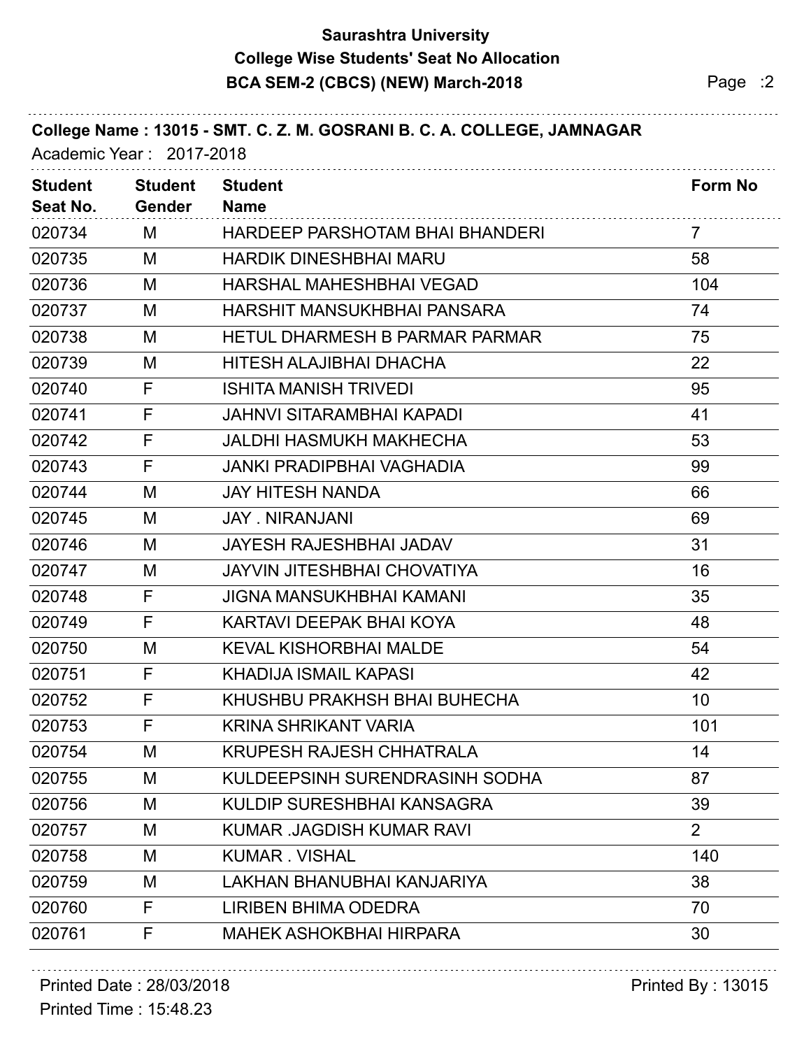# Saurashtra University

## College Wise Students' Seat No Allocation

## BCA SEM-2 (CBCS) (NEW) March-2018

**College Name : 13015 - SMT. C. Z. M. GOSRANI B. C. A. COLLEGE, JAMNAGAR**

Academic Year : 2017-2018

| Student Seat No. | Student Gender | Student Name | Form No |
|---|---|---|---|
| 020734 | M | HARDEEP PARSHOTAM BHAI BHANDERI | 7 |
| 020735 | M | HARDIK DINESHBHAI MARU | 58 |
| 020736 | M | HARSHAL MAHESHBHAI VEGAD | 104 |
| 020737 | M | HARSHIT MANSUKHBHAI PANSARA | 74 |
| 020738 | M | HETUL DHARMESH B PARMAR PARMAR | 75 |
| 020739 | M | HITESH ALAJIBHAI DHACHA | 22 |
| 020740 | F | ISHITA MANISH TRIVEDI | 95 |
| 020741 | F | JAHNVI SITARAMBHAI KAPADI | 41 |
| 020742 | F | JALDHI HASMUKH MAKHECHA | 53 |
| 020743 | F | JANKI PRADIPBHAI VAGHADIA | 99 |
| 020744 | M | JAY HITESH NANDA | 66 |
| 020745 | M | JAY . NIRANJANI | 69 |
| 020746 | M | JAYESH RAJESHBHAI JADAV | 31 |
| 020747 | M | JAYVIN JITESHBHAI CHOVATIYA | 16 |
| 020748 | F | JIGNA MANSUKHBHAI KAMANI | 35 |
| 020749 | F | KARTAVI DEEPAK BHAI KOYA | 48 |
| 020750 | M | KEVAL KISHORBHAI MALDE | 54 |
| 020751 | F | KHADIJA ISMAIL KAPASI | 42 |
| 020752 | F | KHUSHBU PRAKHSH BHAI BUHECHA | 10 |
| 020753 | F | KRINA SHRIKANT VARIA | 101 |
| 020754 | M | KRUPESH RAJESH CHHATRALA | 14 |
| 020755 | M | KULDEEPSINH SURENDRASINH SODHA | 87 |
| 020756 | M | KULDIP SURESHBHAI KANSAGRA | 39 |
| 020757 | M | KUMAR .JAGDISH KUMAR RAVI | 2 |
| 020758 | M | KUMAR . VISHAL | 140 |
| 020759 | M | LAKHAN BHANUBHAI KANJARIYA | 38 |
| 020760 | F | LIRIBEN BHIMA ODEDRA | 70 |
| 020761 | F | MAHEK ASHOKBHAI HIRPARA | 30 |

Printed Date : 28/03/2018
Printed Time : 15:48.23
Printed By : 13015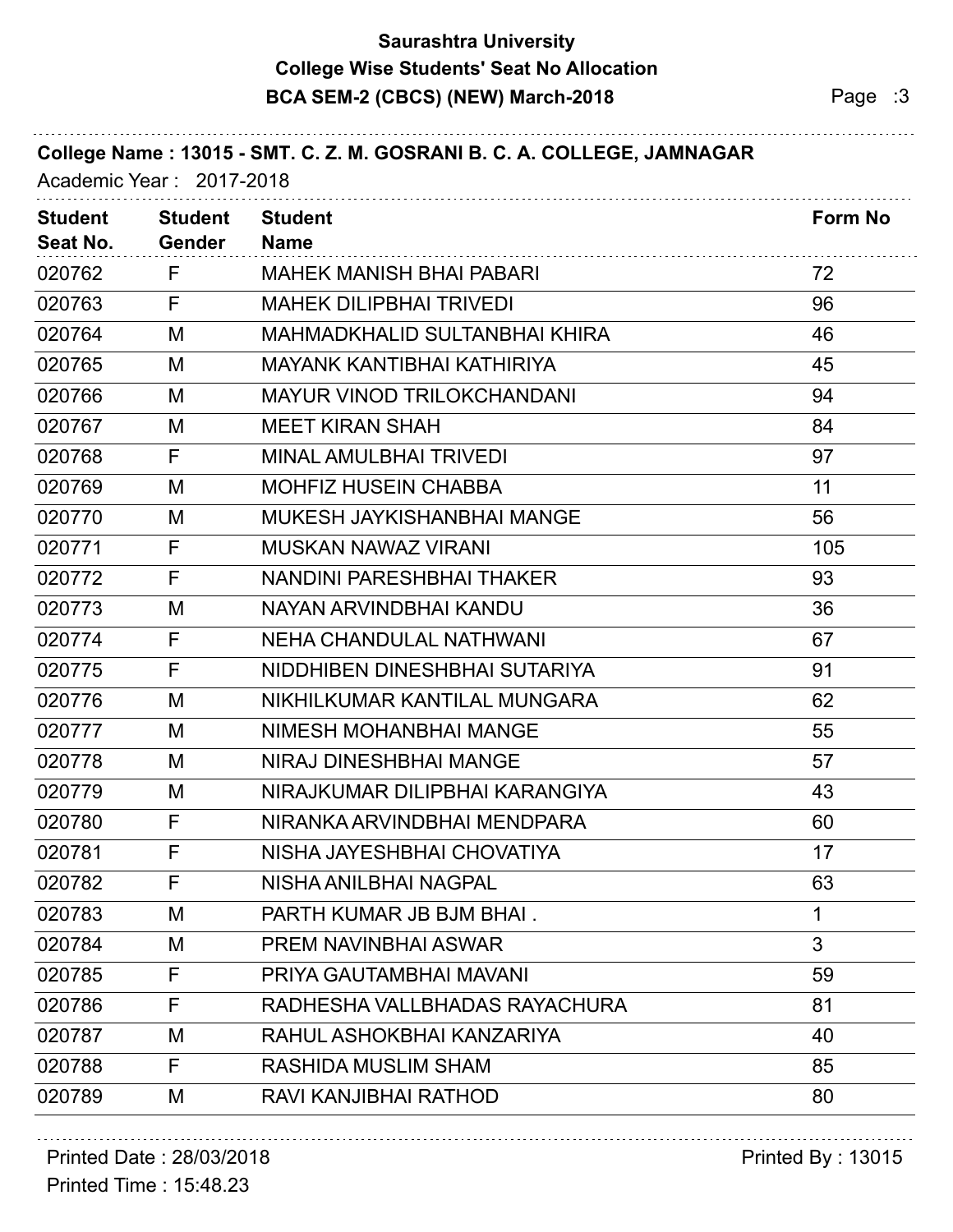# Saurashtra University

## College Wise Students' Seat No Allocation

## BCA SEM-2 (CBCS) (NEW) March-2018

**College Name : 13015 - SMT. C. Z. M. GOSRANI B. C. A. COLLEGE, JAMNAGAR**

Academic Year : 2017-2018

| Student Seat No. | Student Gender | Student Name | Form No |
|---|---|---|---|
| 020762 | F | MAHEK MANISH BHAI PABARI | 72 |
| 020763 | F | MAHEK DILIPBHAI TRIVEDI | 96 |
| 020764 | M | MAHMADKHALID SULTANBHAI KHIRA | 46 |
| 020765 | M | MAYANK KANTIBHAI KATHIRIYA | 45 |
| 020766 | M | MAYUR VINOD TRILOKCHANDANI | 94 |
| 020767 | M | MEET KIRAN SHAH | 84 |
| 020768 | F | MINAL AMULBHAI TRIVEDI | 97 |
| 020769 | M | MOHFIZ HUSEIN CHABBA | 11 |
| 020770 | M | MUKESH JAYKISHANBHAI MANGE | 56 |
| 020771 | F | MUSKAN NAWAZ VIRANI | 105 |
| 020772 | F | NANDINI PARESHBHAI THAKER | 93 |
| 020773 | M | NAYAN ARVINDBHAI KANDU | 36 |
| 020774 | F | NEHA CHANDULAL NATHWANI | 67 |
| 020775 | F | NIDDHIBEN DINESHBHAI SUTARIYA | 91 |
| 020776 | M | NIKHILKUMAR KANTILAL MUNGARA | 62 |
| 020777 | M | NIMESH MOHANBHAI MANGE | 55 |
| 020778 | M | NIRAJ DINESHBHAI MANGE | 57 |
| 020779 | M | NIRAJKUMAR DILIPBHAI KARANGIYA | 43 |
| 020780 | F | NIRANKA ARVINDBHAI MENDPARA | 60 |
| 020781 | F | NISHA JAYESHBHAI CHOVATIYA | 17 |
| 020782 | F | NISHA ANILBHAI NAGPAL | 63 |
| 020783 | M | PARTH KUMAR JB BJM BHAI . | 1 |
| 020784 | M | PREM NAVINBHAI ASWAR | 3 |
| 020785 | F | PRIYA GAUTAMBHAI MAVANI | 59 |
| 020786 | F | RADHESHA VALLBHADAS RAYACHURA | 81 |
| 020787 | M | RAHUL ASHOKBHAI KANZARIYA | 40 |
| 020788 | F | RASHIDA MUSLIM SHAM | 85 |
| 020789 | M | RAVI KANJIBHAI RATHOD | 80 |

Printed Date : 28/03/2018
Printed Time : 15:48.23
Printed By : 13015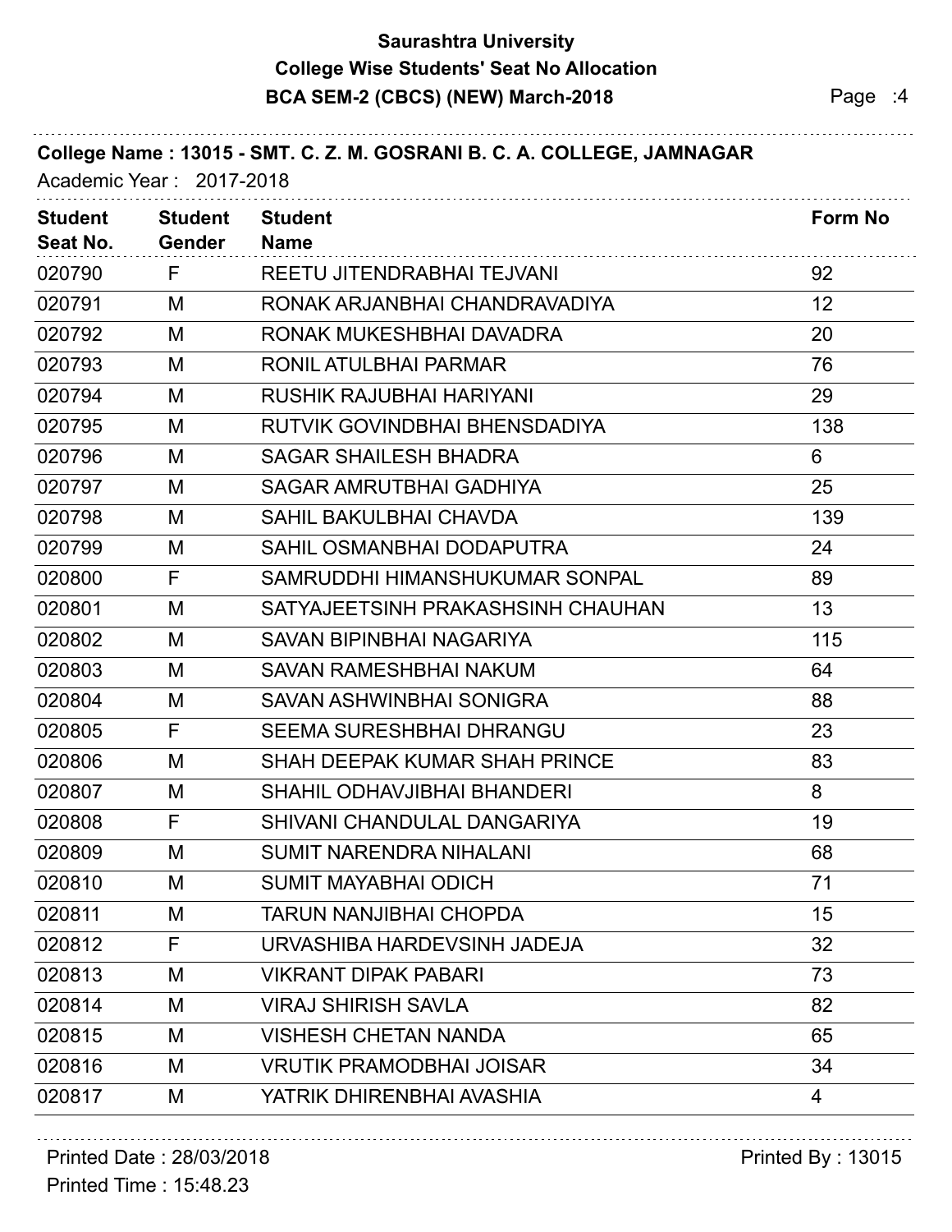# Saurashtra University

## College Wise Students' Seat No Allocation

## BCA SEM-2 (CBCS) (NEW) March-2018

**College Name : 13015 - SMT. C. Z. M. GOSRANI B. C. A. COLLEGE, JAMNAGAR**

Academic Year : 2017-2018

| Student Seat No. | Student Gender | Student Name | Form No |
|---|---|---|---|
| 020790 | F | REETU JITENDRABHAI TEJVANI | 92 |
| 020791 | M | RONAK ARJANBHAI CHANDRAVADIYA | 12 |
| 020792 | M | RONAK MUKESHBHAI DAVADRA | 20 |
| 020793 | M | RONIL ATULBHAI PARMAR | 76 |
| 020794 | M | RUSHIK RAJUBHAI HARIYANI | 29 |
| 020795 | M | RUTVIK GOVINDBHAI BHENSDADIYA | 138 |
| 020796 | M | SAGAR SHAILESH BHADRA | 6 |
| 020797 | M | SAGAR AMRUTBHAI GADHIYA | 25 |
| 020798 | M | SAHIL BAKULBHAI CHAVDA | 139 |
| 020799 | M | SAHIL OSMANBHAI DODAPUTRA | 24 |
| 020800 | F | SAMRUDDHI HIMANSHUKUMAR SONPAL | 89 |
| 020801 | M | SATYAJEETSINH PRAKASHSINH CHAUHAN | 13 |
| 020802 | M | SAVAN BIPINBHAI NAGARIYA | 115 |
| 020803 | M | SAVAN RAMESHBHAI NAKUM | 64 |
| 020804 | M | SAVAN ASHWINBHAI SONIGRA | 88 |
| 020805 | F | SEEMA SURESHBHAI DHRANGU | 23 |
| 020806 | M | SHAH DEEPAK KUMAR SHAH PRINCE | 83 |
| 020807 | M | SHAHIL ODHAVJIBHAI BHANDERI | 8 |
| 020808 | F | SHIVANI CHANDULAL DANGARIYA | 19 |
| 020809 | M | SUMIT NARENDRA NIHALANI | 68 |
| 020810 | M | SUMIT MAYABHAI ODICH | 71 |
| 020811 | M | TARUN NANJIBHAI CHOPDA | 15 |
| 020812 | F | URVASHIBA HARDEVSINH JADEJA | 32 |
| 020813 | M | VIKRANT DIPAK PABARI | 73 |
| 020814 | M | VIRAJ SHIRISH SAVLA | 82 |
| 020815 | M | VISHESH CHETAN NANDA | 65 |
| 020816 | M | VRUTIK PRAMODBHAI JOISAR | 34 |
| 020817 | M | YATRIK DHIRENBHAI AVASHIA | 4 |

Printed Date : 28/03/2018

Printed Time : 15:48.23

Printed By : 13015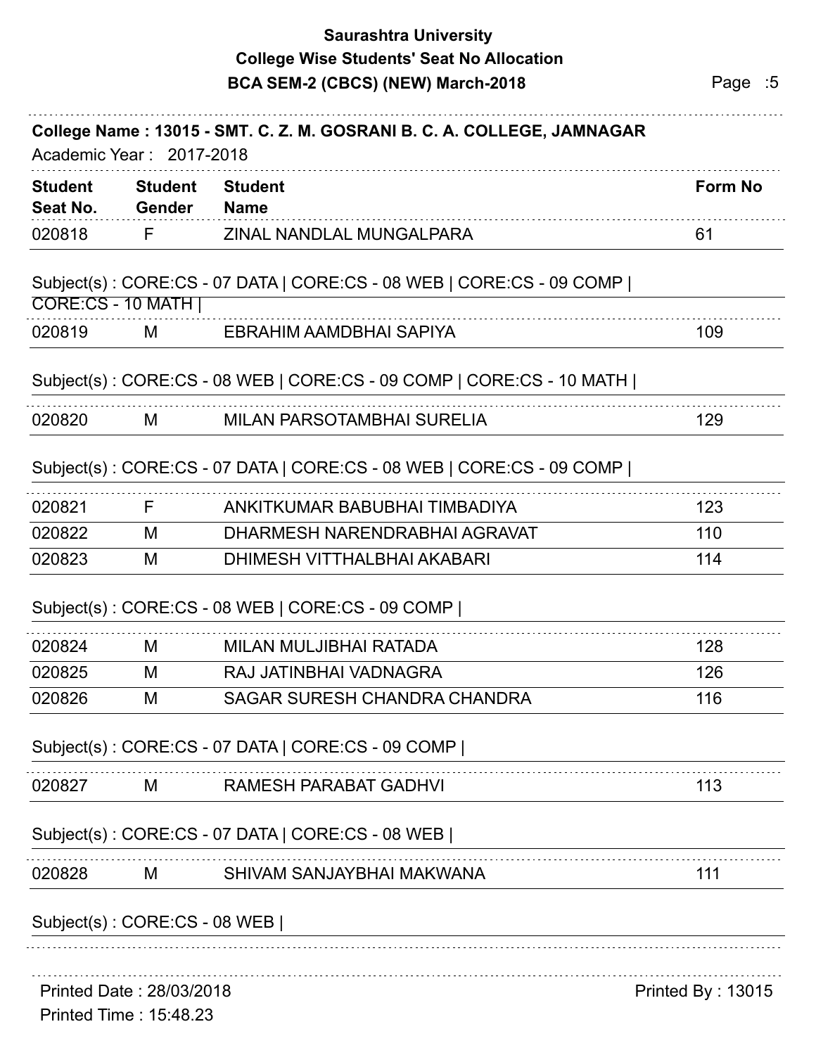# Saurashtra University
## College Wise Students' Seat No Allocation
## BCA SEM-2 (CBCS) (NEW) March-2018

**College Name : 13015 - SMT. C. Z. M. GOSRANI B. C. A. COLLEGE, JAMNAGAR**

Academic Year : 2017-2018

| Student Seat No. | Student Gender | Student Name | Form No |
|---|---|---|---|
| 020818 | F | ZINAL NANDLAL MUNGALPARA | 61 |

Subject(s) : CORE:CS - 07 DATA | CORE:CS - 08 WEB | CORE:CS - 09 COMP | CORE:CS - 10 MATH |

| Student Seat No. | Student Gender | Student Name | Form No |
|---|---|---|---|
| 020819 | M | EBRAHIM AAMDBHAI SAPIYA | 109 |

Subject(s) : CORE:CS - 08 WEB | CORE:CS - 09 COMP | CORE:CS - 10 MATH |

| Student Seat No. | Student Gender | Student Name | Form No |
|---|---|---|---|
| 020820 | M | MILAN PARSOTAMBHAI SURELIA | 129 |

Subject(s) : CORE:CS - 07 DATA | CORE:CS - 08 WEB | CORE:CS - 09 COMP |

| Student Seat No. | Student Gender | Student Name | Form No |
|---|---|---|---|
| 020821 | F | ANKITKUMAR BABUBHAI TIMBADIYA | 123 |
| 020822 | M | DHARMESH NARENDRABHAI AGRAVAT | 110 |
| 020823 | M | DHIMESH VITTHALBHAI AKABARI | 114 |

Subject(s) : CORE:CS - 08 WEB | CORE:CS - 09 COMP |

| Student Seat No. | Student Gender | Student Name | Form No |
|---|---|---|---|
| 020824 | M | MILAN MULJIBHAI RATADA | 128 |
| 020825 | M | RAJ JATINBHAI VADNAGRA | 126 |
| 020826 | M | SAGAR SURESH CHANDRA CHANDRA | 116 |

Subject(s) : CORE:CS - 07 DATA | CORE:CS - 09 COMP |

| Student Seat No. | Student Gender | Student Name | Form No |
|---|---|---|---|
| 020827 | M | RAMESH PARABAT GADHVI | 113 |

Subject(s) : CORE:CS - 07 DATA | CORE:CS - 08 WEB |

| Student Seat No. | Student Gender | Student Name | Form No |
|---|---|---|---|
| 020828 | M | SHIVAM SANJAYBHAI MAKWANA | 111 |

Subject(s) : CORE:CS - 08 WEB |

Printed Date : 28/03/2018

Printed Time : 15:48.23

Printed By : 13015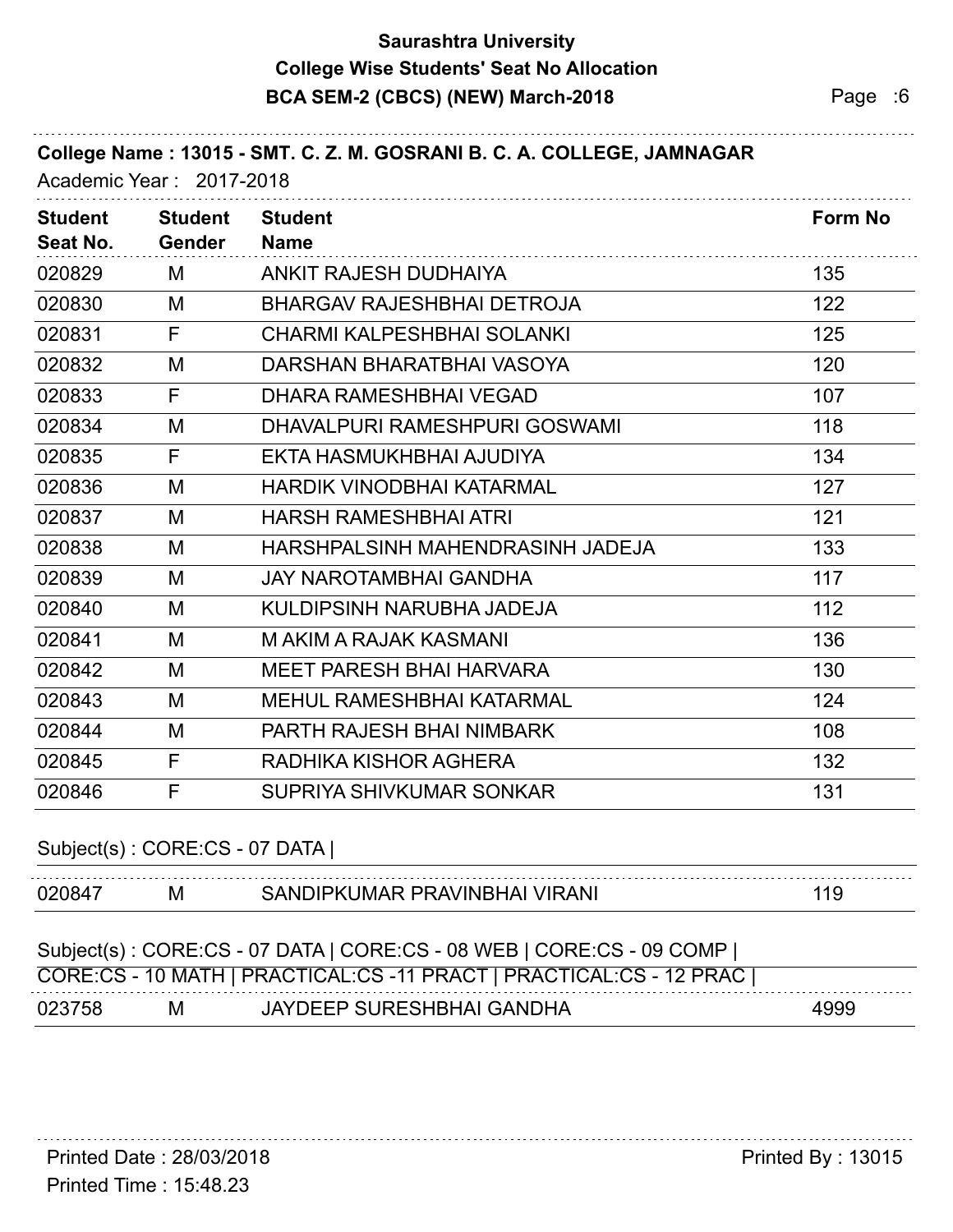# Saurashtra University
## College Wise Students' Seat No Allocation
## BCA SEM-2 (CBCS) (NEW) March-2018

**College Name : 13015 - SMT. C. Z. M. GOSRANI B. C. A. COLLEGE, JAMNAGAR**

Academic Year : 2017-2018

| Student Seat No. | Student Gender | Student Name | Form No |
|---|---|---|---|
| 020829 | M | ANKIT RAJESH DUDHAIYA | 135 |
| 020830 | M | BHARGAV RAJESHBHAI DETROJA | 122 |
| 020831 | F | CHARMI KALPESHBHAI SOLANKI | 125 |
| 020832 | M | DARSHAN BHARATBHAI VASOYA | 120 |
| 020833 | F | DHARA RAMESHBHAI VEGAD | 107 |
| 020834 | M | DHAVALPURI RAMESHPURI GOSWAMI | 118 |
| 020835 | F | EKTA HASMUKHBHAI AJUDIYA | 134 |
| 020836 | M | HARDIK VINODBHAI KATARMAL | 127 |
| 020837 | M | HARSH RAMESHBHAI ATRI | 121 |
| 020838 | M | HARSHPALSINH MAHENDRASINH JADEJA | 133 |
| 020839 | M | JAY NAROTAMBHAI GANDHA | 117 |
| 020840 | M | KULDIPSINH NARUBHA JADEJA | 112 |
| 020841 | M | M AKIM A RAJAK KASMANI | 136 |
| 020842 | M | MEET PARESH BHAI HARVARA | 130 |
| 020843 | M | MEHUL RAMESHBHAI KATARMAL | 124 |
| 020844 | M | PARTH RAJESH BHAI NIMBARK | 108 |
| 020845 | F | RADHIKA KISHOR AGHERA | 132 |
| 020846 | F | SUPRIYA SHIVKUMAR SONKAR | 131 |

Subject(s) : CORE:CS - 07 DATA |

| | | | |
|---|---|---|---|
| 020847 | M | SANDIPKUMAR PRAVINBHAI VIRANI | 119 |

Subject(s) : CORE:CS - 07 DATA | CORE:CS - 08 WEB | CORE:CS - 09 COMP | CORE:CS - 10 MATH | PRACTICAL:CS -11 PRACT | PRACTICAL:CS - 12 PRAC |

| | | | |
|---|---|---|---|
| 023758 | M | JAYDEEP SURESHBHAI GANDHA | 4999 |

Printed Date : 28/03/2018

Printed Time : 15:48.23

Printed By : 13015